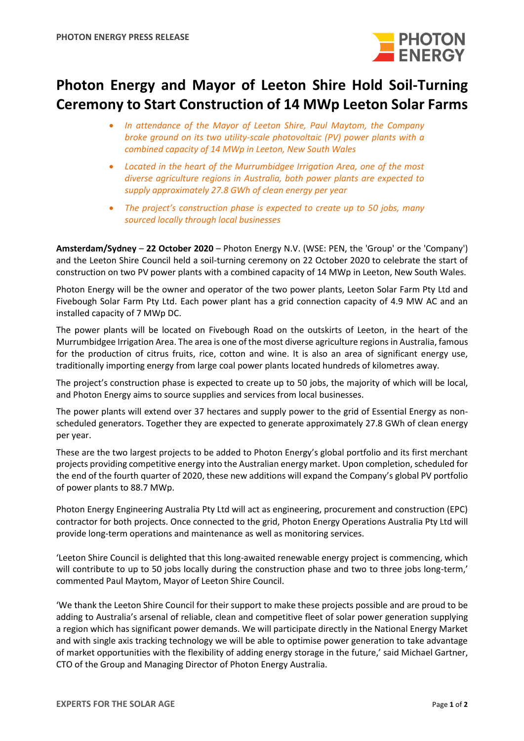# Photon Energy and Mayor of Leeton Shire Hold Soil-Turning Ceremony to Start Construction of 14 MWp Leeton Solar Farms

- *In attendance of the Mayor of Leeton Shire, Paul Maytom, the Company broke ground on its two utility-scale photovoltaic (PV) power plants with a combined capacity of 14 MWp in Leeton, New South Wales*
- *Located in the heart of the Murrumbidgee Irrigation Area, one of the most diverse agriculture regions in Australia, both power plants are expected to supply approximately 27.8 GWh of clean energy per year*
- *The project's construction phase is expected to create up to 50 jobs, many sourced locally through local businesses*

**Amsterdam/Sydney** – **22 October 2020** – Photon Energy N.V. (WSE: PEN, the 'Group' or the 'Company') and the Leeton Shire Council held a soil-turning ceremony on 22 October 2020 to celebrate the start of construction on two PV power plants with a combined capacity of 14 MWp in Leeton, New South Wales.

Photon Energy will be the owner and operator of the two power plants, Leeton Solar Farm Pty Ltd and Fivebough Solar Farm Pty Ltd. Each power plant has a grid connection capacity of 4.9 MW AC and an installed capacity of 7 MWp DC.

The power plants will be located on Fivebough Road on the outskirts of Leeton, in the heart of the Murrumbidgee Irrigation Area. The area is one of the most diverse agriculture regions in Australia, famous for the production of citrus fruits, rice, cotton and wine. It is also an area of significant energy use, traditionally importing energy from large coal power plants located hundreds of kilometres away.

The project's construction phase is expected to create up to 50 jobs, the majority of which will be local, and Photon Energy aims to source supplies and services from local businesses.

The power plants will extend over 37 hectares and supply power to the grid of Essential Energy as non-scheduled generators. Together they are expected to generate approximately 27.8 GWh of clean energy per year.

These are the two largest projects to be added to Photon Energy's global portfolio and its first merchant projects providing competitive energy into the Australian energy market. Upon completion, scheduled for the end of the fourth quarter of 2020, these new additions will expand the Company's global PV portfolio of power plants to 88.7 MWp.

Photon Energy Engineering Australia Pty Ltd will act as engineering, procurement and construction (EPC) contractor for both projects. Once connected to the grid, Photon Energy Operations Australia Pty Ltd will provide long-term operations and maintenance as well as monitoring services.

'Leeton Shire Council is delighted that this long-awaited renewable energy project is commencing, which will contribute to up to 50 jobs locally during the construction phase and two to three jobs long-term,' commented Paul Maytom, Mayor of Leeton Shire Council.

'We thank the Leeton Shire Council for their support to make these projects possible and are proud to be adding to Australia's arsenal of reliable, clean and competitive fleet of solar power generation supplying a region which has significant power demands. We will participate directly in the National Energy Market and with single axis tracking technology we will be able to optimise power generation to take advantage of market opportunities with the flexibility of adding energy storage in the future,' said Michael Gartner, CTO of the Group and Managing Director of Photon Energy Australia.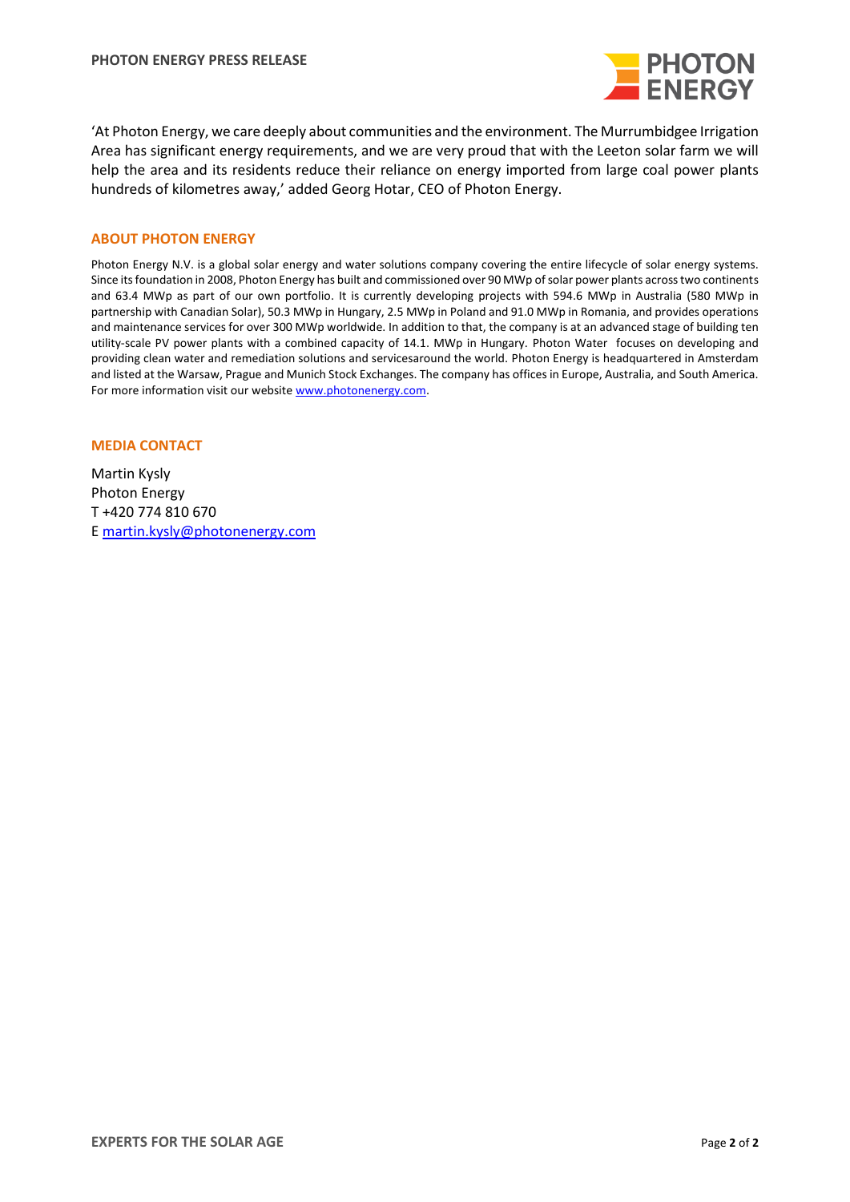'At Photon Energy, we care deeply about communities and the environment. The Murrumbidgee Irrigation Area has significant energy requirements, and we are very proud that with the Leeton solar farm we will help the area and its residents reduce their reliance on energy imported from large coal power plants hundreds of kilometres away,' added Georg Hotar, CEO of Photon Energy.

## ABOUT PHOTON ENERGY

Photon Energy N.V. is a global solar energy and water solutions company covering the entire lifecycle of solar energy systems. Since its foundation in 2008, Photon Energy has built and commissioned over 90 MWp of solar power plants across two continents and 63.4 MWp as part of our own portfolio. It is currently developing projects with 594.6 MWp in Australia (580 MWp in partnership with Canadian Solar), 50.3 MWp in Hungary, 2.5 MWp in Poland and 91.0 MWp in Romania, and provides operations and maintenance services for over 300 MWp worldwide. In addition to that, the company is at an advanced stage of building ten utility-scale PV power plants with a combined capacity of 14.1. MWp in Hungary. Photon Water focuses on developing and providing clean water and remediation solutions and servicesaround the world. Photon Energy is headquartered in Amsterdam and listed at the Warsaw, Prague and Munich Stock Exchanges. The company has offices in Europe, Australia, and South America. For more information visit our website www.photonenergy.com.

## MEDIA CONTACT

Martin Kysly
Photon Energy
T +420 774 810 670
E martin.kysly@photonenergy.com